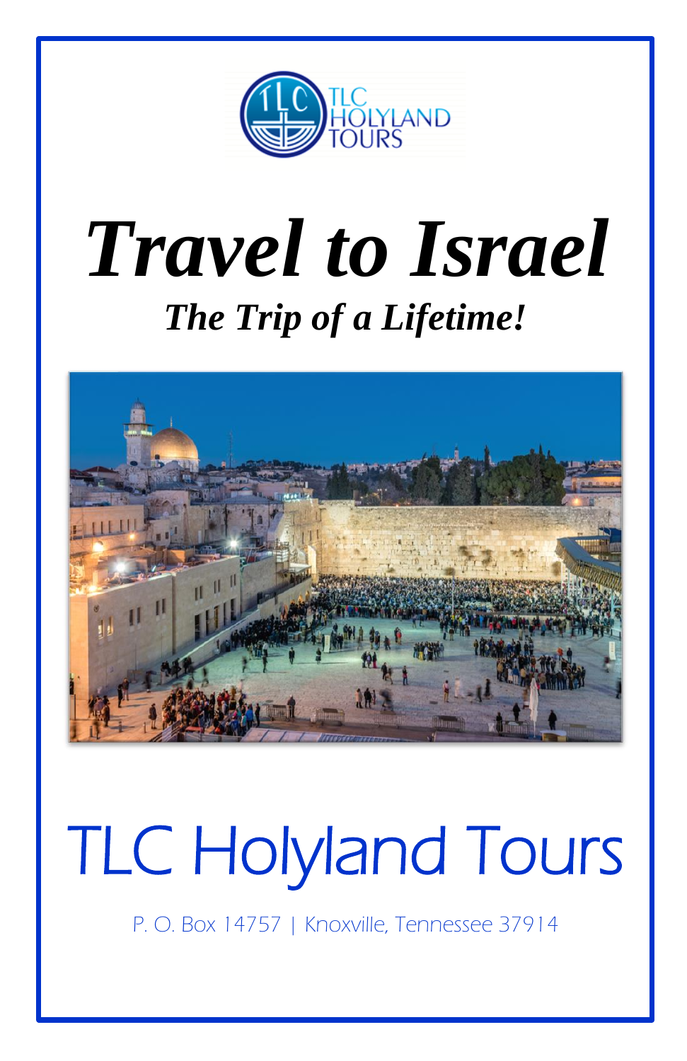TLC HOLYLAND TOURS

# *Travel to Israel*

## *The Trip of a Lifetime!*

# TLC Holyland Tours

P. O. Box 14757 | Knoxville, Tennessee 37914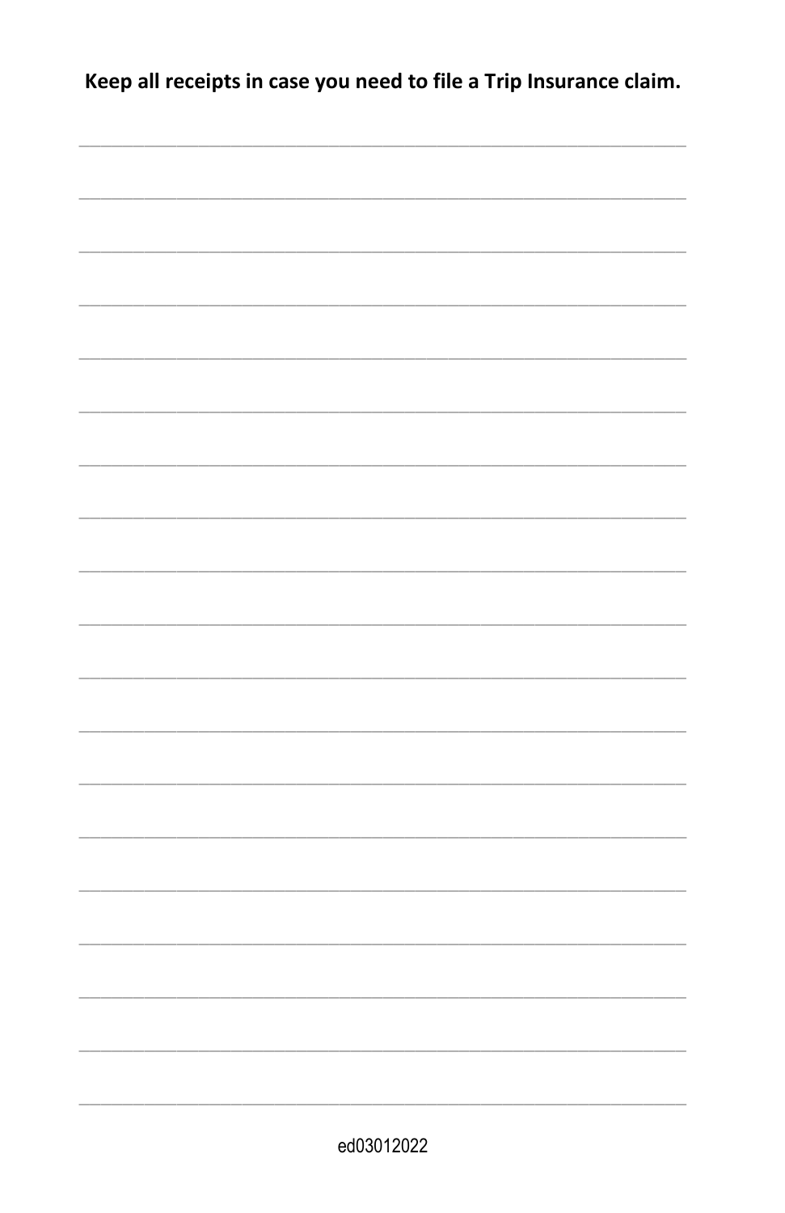**Keep all receipts in case you need to file a Trip Insurance claim.**

\_\_\_\_\_\_\_\_\_\_\_\_\_\_\_\_\_\_\_\_\_\_\_\_\_\_\_\_\_\_\_\_\_\_\_\_\_\_\_\_\_\_\_\_\_\_\_\_\_\_\_\_\_\_\_\_\_\_\_\_

\_\_\_\_\_\_\_\_\_\_\_\_\_\_\_\_\_\_\_\_\_\_\_\_\_\_\_\_\_\_\_\_\_\_\_\_\_\_\_\_\_\_\_\_\_\_\_\_\_\_\_\_\_\_\_\_\_\_\_\_

\_\_\_\_\_\_\_\_\_\_\_\_\_\_\_\_\_\_\_\_\_\_\_\_\_\_\_\_\_\_\_\_\_\_\_\_\_\_\_\_\_\_\_\_\_\_\_\_\_\_\_\_\_\_\_\_\_\_\_\_

\_\_\_\_\_\_\_\_\_\_\_\_\_\_\_\_\_\_\_\_\_\_\_\_\_\_\_\_\_\_\_\_\_\_\_\_\_\_\_\_\_\_\_\_\_\_\_\_\_\_\_\_\_\_\_\_\_\_\_\_

\_\_\_\_\_\_\_\_\_\_\_\_\_\_\_\_\_\_\_\_\_\_\_\_\_\_\_\_\_\_\_\_\_\_\_\_\_\_\_\_\_\_\_\_\_\_\_\_\_\_\_\_\_\_\_\_\_\_\_\_

\_\_\_\_\_\_\_\_\_\_\_\_\_\_\_\_\_\_\_\_\_\_\_\_\_\_\_\_\_\_\_\_\_\_\_\_\_\_\_\_\_\_\_\_\_\_\_\_\_\_\_\_\_\_\_\_\_\_\_\_

\_\_\_\_\_\_\_\_\_\_\_\_\_\_\_\_\_\_\_\_\_\_\_\_\_\_\_\_\_\_\_\_\_\_\_\_\_\_\_\_\_\_\_\_\_\_\_\_\_\_\_\_\_\_\_\_\_\_\_\_

\_\_\_\_\_\_\_\_\_\_\_\_\_\_\_\_\_\_\_\_\_\_\_\_\_\_\_\_\_\_\_\_\_\_\_\_\_\_\_\_\_\_\_\_\_\_\_\_\_\_\_\_\_\_\_\_\_\_\_\_

\_\_\_\_\_\_\_\_\_\_\_\_\_\_\_\_\_\_\_\_\_\_\_\_\_\_\_\_\_\_\_\_\_\_\_\_\_\_\_\_\_\_\_\_\_\_\_\_\_\_\_\_\_\_\_\_\_\_\_\_

\_\_\_\_\_\_\_\_\_\_\_\_\_\_\_\_\_\_\_\_\_\_\_\_\_\_\_\_\_\_\_\_\_\_\_\_\_\_\_\_\_\_\_\_\_\_\_\_\_\_\_\_\_\_\_\_\_\_\_\_

\_\_\_\_\_\_\_\_\_\_\_\_\_\_\_\_\_\_\_\_\_\_\_\_\_\_\_\_\_\_\_\_\_\_\_\_\_\_\_\_\_\_\_\_\_\_\_\_\_\_\_\_\_\_\_\_\_\_\_\_

\_\_\_\_\_\_\_\_\_\_\_\_\_\_\_\_\_\_\_\_\_\_\_\_\_\_\_\_\_\_\_\_\_\_\_\_\_\_\_\_\_\_\_\_\_\_\_\_\_\_\_\_\_\_\_\_\_\_\_\_

\_\_\_\_\_\_\_\_\_\_\_\_\_\_\_\_\_\_\_\_\_\_\_\_\_\_\_\_\_\_\_\_\_\_\_\_\_\_\_\_\_\_\_\_\_\_\_\_\_\_\_\_\_\_\_\_\_\_\_\_

\_\_\_\_\_\_\_\_\_\_\_\_\_\_\_\_\_\_\_\_\_\_\_\_\_\_\_\_\_\_\_\_\_\_\_\_\_\_\_\_\_\_\_\_\_\_\_\_\_\_\_\_\_\_\_\_\_\_\_\_

\_\_\_\_\_\_\_\_\_\_\_\_\_\_\_\_\_\_\_\_\_\_\_\_\_\_\_\_\_\_\_\_\_\_\_\_\_\_\_\_\_\_\_\_\_\_\_\_\_\_\_\_\_\_\_\_\_\_\_\_

\_\_\_\_\_\_\_\_\_\_\_\_\_\_\_\_\_\_\_\_\_\_\_\_\_\_\_\_\_\_\_\_\_\_\_\_\_\_\_\_\_\_\_\_\_\_\_\_\_\_\_\_\_\_\_\_\_\_\_\_

\_\_\_\_\_\_\_\_\_\_\_\_\_\_\_\_\_\_\_\_\_\_\_\_\_\_\_\_\_\_\_\_\_\_\_\_\_\_\_\_\_\_\_\_\_\_\_\_\_\_\_\_\_\_\_\_\_\_\_\_

\_\_\_\_\_\_\_\_\_\_\_\_\_\_\_\_\_\_\_\_\_\_\_\_\_\_\_\_\_\_\_\_\_\_\_\_\_\_\_\_\_\_\_\_\_\_\_\_\_\_\_\_\_\_\_\_\_\_\_\_

\_\_\_\_\_\_\_\_\_\_\_\_\_\_\_\_\_\_\_\_\_\_\_\_\_\_\_\_\_\_\_\_\_\_\_\_\_\_\_\_\_\_\_\_\_\_\_\_\_\_\_\_\_\_\_\_\_\_\_\_

ed03012022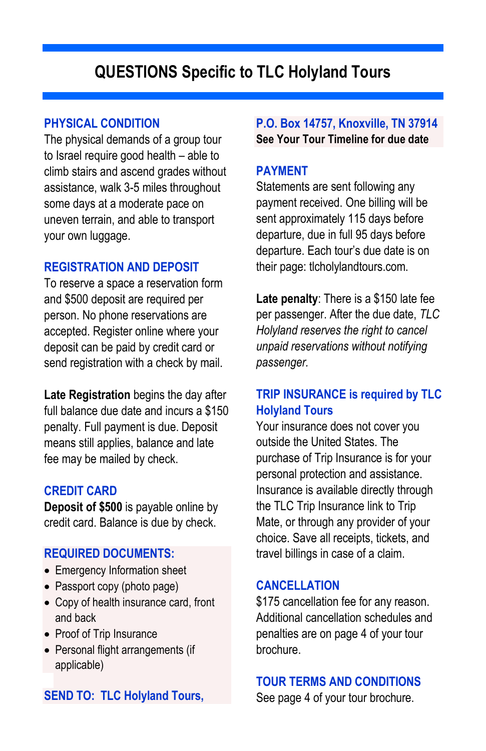# QUESTIONS Specific to TLC Holyland Tours

## PHYSICAL CONDITION

The physical demands of a group tour to Israel require good health – able to climb stairs and ascend grades without assistance, walk 3-5 miles throughout some days at a moderate pace on uneven terrain, and able to transport your own luggage.

## REGISTRATION AND DEPOSIT

To reserve a space a reservation form and $500 deposit are required per person. No phone reservations are accepted. Register online where your deposit can be paid by credit card or send registration with a check by mail.

**Late Registration** begins the day after full balance due date and incurs a $150 penalty. Full payment is due. Deposit means still applies, balance and late fee may be mailed by check.

## CREDIT CARD

**Deposit of $500** is payable online by credit card. Balance is due by check.

## REQUIRED DOCUMENTS:

- Emergency Information sheet
- Passport copy (photo page)
- Copy of health insurance card, front and back
- Proof of Trip Insurance
- Personal flight arrangements (if applicable)

## SEND TO: TLC Holyland Tours, P.O. Box 14757, Knoxville, TN 37914

**See Your Tour Timeline for due date**

## PAYMENT

Statements are sent following any payment received. One billing will be sent approximately 115 days before departure, due in full 95 days before departure. Each tour's due date is on their page: tlcholylandtours.com.

**Late penalty**: There is a $150 late fee per passenger. After the due date, *TLC Holyland reserves the right to cancel unpaid reservations without notifying passenger.*

## TRIP INSURANCE is required by TLC Holyland Tours

Your insurance does not cover you outside the United States. The purchase of Trip Insurance is for your personal protection and assistance. Insurance is available directly through the TLC Trip Insurance link to Trip Mate, or through any provider of your choice. Save all receipts, tickets, and travel billings in case of a claim.

## CANCELLATION

$175 cancellation fee for any reason. Additional cancellation schedules and penalties are on page 4 of your tour brochure.

## TOUR TERMS AND CONDITIONS

See page 4 of your tour brochure.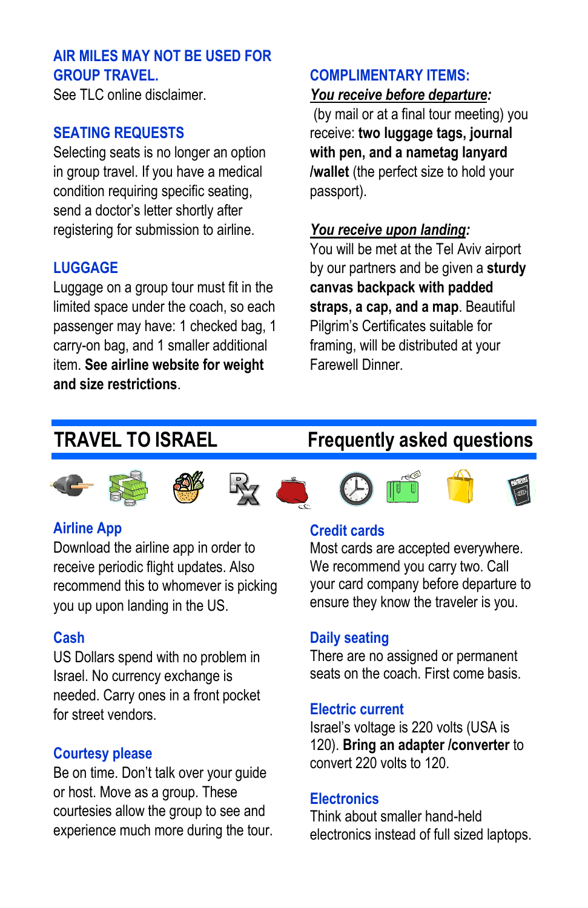## AIR MILES MAY NOT BE USED FOR GROUP TRAVEL.

See TLC online disclaimer.

## SEATING REQUESTS

Selecting seats is no longer an option in group travel. If you have a medical condition requiring specific seating, send a doctor's letter shortly after registering for submission to airline.

## LUGGAGE

Luggage on a group tour must fit in the limited space under the coach, so each passenger may have: 1 checked bag, 1 carry-on bag, and 1 smaller additional item. **See airline website for weight and size restrictions**.

## COMPLIMENTARY ITEMS:

***You receive before departure:***

(by mail or at a final tour meeting) you receive: **two luggage tags, journal with pen, and a nametag lanyard /wallet** (the perfect size to hold your passport).

***You receive upon landing:***

You will be met at the Tel Aviv airport by our partners and be given a **sturdy canvas backpack with padded straps, a cap, and a map**. Beautiful Pilgrim's Certificates suitable for framing, will be distributed at your Farewell Dinner.

# TRAVEL TO ISRAEL — Frequently asked questions

## Airline App

Download the airline app in order to receive periodic flight updates. Also recommend this to whomever is picking you up upon landing in the US.

## Cash

US Dollars spend with no problem in Israel. No currency exchange is needed. Carry ones in a front pocket for street vendors.

## Courtesy please

Be on time. Don't talk over your guide or host. Move as a group. These courtesies allow the group to see and experience much more during the tour.

## Credit cards

Most cards are accepted everywhere. We recommend you carry two. Call your card company before departure to ensure they know the traveler is you.

## Daily seating

There are no assigned or permanent seats on the coach. First come basis.

## Electric current

Israel's voltage is 220 volts (USA is 120). **Bring an adapter /converter** to convert 220 volts to 120.

## Electronics

Think about smaller hand-held electronics instead of full sized laptops.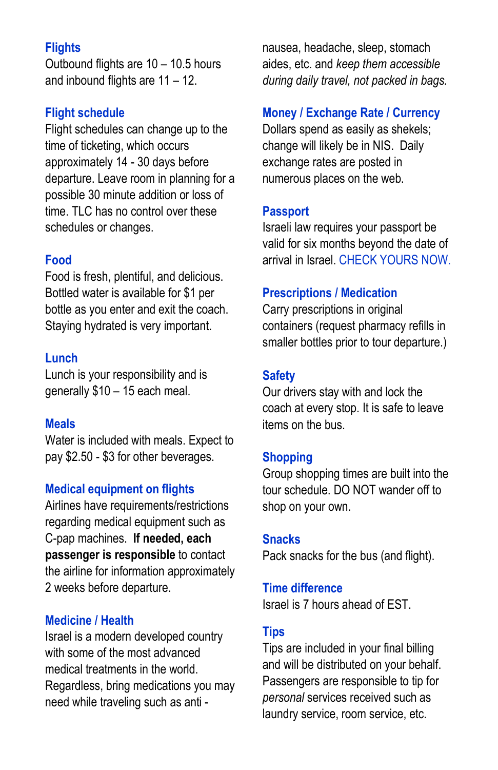### Flights

Outbound flights are 10 – 10.5 hours and inbound flights are 11 – 12.

### Flight schedule

Flight schedules can change up to the time of ticketing, which occurs approximately 14 - 30 days before departure. Leave room in planning for a possible 30 minute addition or loss of time. TLC has no control over these schedules or changes.

### Food

Food is fresh, plentiful, and delicious. Bottled water is available for $1 per bottle as you enter and exit the coach. Staying hydrated is very important.

### Lunch

Lunch is your responsibility and is generally $10 – 15 each meal.

### Meals

Water is included with meals. Expect to pay $2.50 - $3 for other beverages.

### Medical equipment on flights

Airlines have requirements/restrictions regarding medical equipment such as C-pap machines. **If needed, each passenger is responsible** to contact the airline for information approximately 2 weeks before departure.

### Medicine / Health

Israel is a modern developed country with some of the most advanced medical treatments in the world. Regardless, bring medications you may need while traveling such as anti - nausea, headache, sleep, stomach aides, etc. and *keep them accessible during daily travel, not packed in bags.*

### Money / Exchange Rate / Currency

Dollars spend as easily as shekels; change will likely be in NIS. Daily exchange rates are posted in numerous places on the web.

### Passport

Israeli law requires your passport be valid for six months beyond the date of arrival in Israel. CHECK YOURS NOW.

### Prescriptions / Medication

Carry prescriptions in original containers (request pharmacy refills in smaller bottles prior to tour departure.)

### Safety

Our drivers stay with and lock the coach at every stop. It is safe to leave items on the bus.

### Shopping

Group shopping times are built into the tour schedule. DO NOT wander off to shop on your own.

### Snacks

Pack snacks for the bus (and flight).

### Time difference

Israel is 7 hours ahead of EST.

### Tips

Tips are included in your final billing and will be distributed on your behalf. Passengers are responsible to tip for *personal* services received such as laundry service, room service, etc.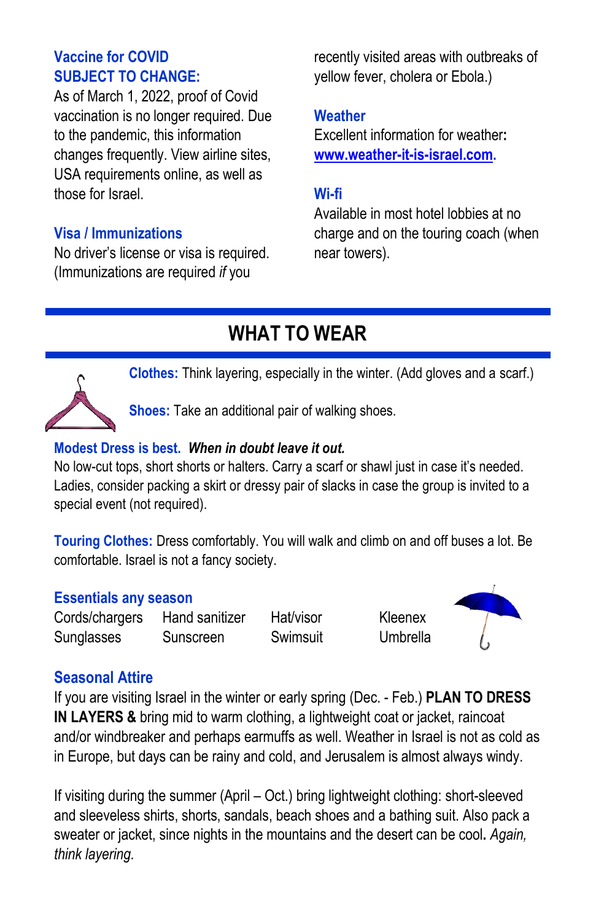### Vaccine for COVID SUBJECT TO CHANGE:

As of March 1, 2022, proof of Covid vaccination is no longer required. Due to the pandemic, this information changes frequently. View airline sites, USA requirements online, as well as those for Israel.

### Visa / Immunizations

No driver's license or visa is required. (Immunizations are required *if* you recently visited areas with outbreaks of yellow fever, cholera or Ebola.)

### Weather

Excellent information for weather**:** [www.weather-it-is-israel.com](http://www.weather-it-is-israel.com).

### Wi-fi

Available in most hotel lobbies at no charge and on the touring coach (when near towers).

## WHAT TO WEAR

**Clothes:** Think layering, especially in the winter. (Add gloves and a scarf.)

**Shoes:** Take an additional pair of walking shoes.

**Modest Dress is best.** ***When in doubt leave it out.***
No low-cut tops, short shorts or halters. Carry a scarf or shawl just in case it's needed. Ladies, consider packing a skirt or dressy pair of slacks in case the group is invited to a special event (not required).

**Touring Clothes:** Dress comfortably. You will walk and climb on and off buses a lot. Be comfortable. Israel is not a fancy society.

### Essentials any season

| | | | |
|---|---|---|---|
| Cords/chargers | Hand sanitizer | Hat/visor | Kleenex |
| Sunglasses | Sunscreen | Swimsuit | Umbrella |

### Seasonal Attire

If you are visiting Israel in the winter or early spring (Dec. - Feb.) **PLAN TO DRESS IN LAYERS &** bring mid to warm clothing, a lightweight coat or jacket, raincoat and/or windbreaker and perhaps earmuffs as well. Weather in Israel is not as cold as in Europe, but days can be rainy and cold, and Jerusalem is almost always windy.

If visiting during the summer (April – Oct.) bring lightweight clothing: short-sleeved and sleeveless shirts, shorts, sandals, beach shoes and a bathing suit. Also pack a sweater or jacket, since nights in the mountains and the desert can be cool**.** *Again, think layering.*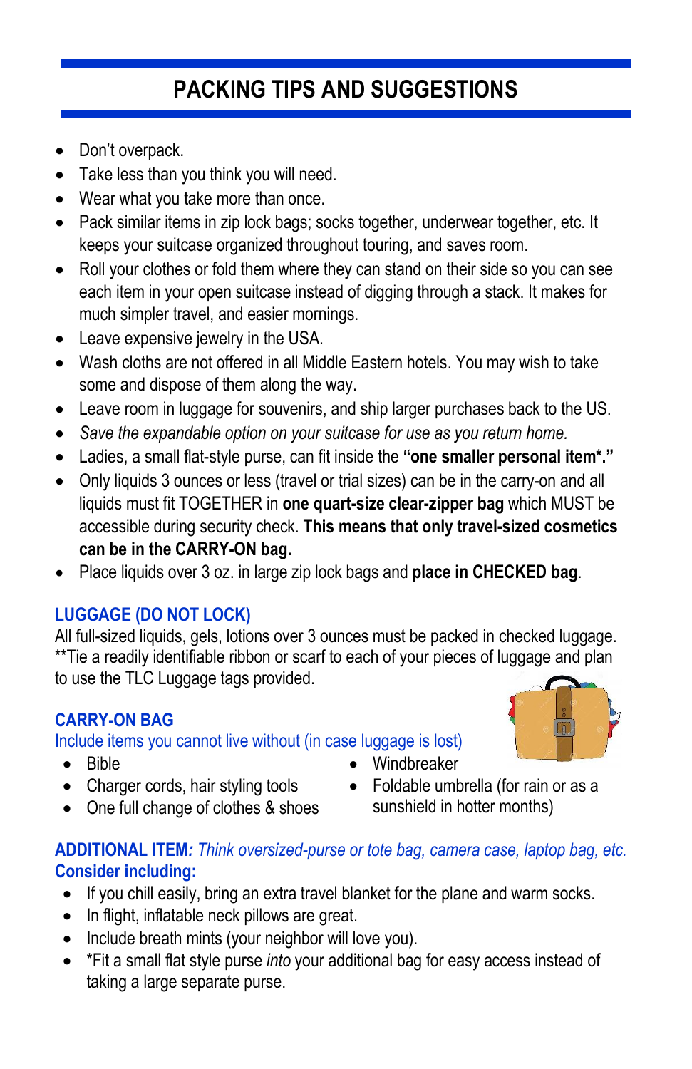# PACKING TIPS AND SUGGESTIONS

- Don't overpack.
- Take less than you think you will need.
- Wear what you take more than once.
- Pack similar items in zip lock bags; socks together, underwear together, etc. It keeps your suitcase organized throughout touring, and saves room.
- Roll your clothes or fold them where they can stand on their side so you can see each item in your open suitcase instead of digging through a stack. It makes for much simpler travel, and easier mornings.
- Leave expensive jewelry in the USA.
- Wash cloths are not offered in all Middle Eastern hotels. You may wish to take some and dispose of them along the way.
- Leave room in luggage for souvenirs, and ship larger purchases back to the US.
- *Save the expandable option on your suitcase for use as you return home.*
- Ladies, a small flat-style purse, can fit inside the **"one smaller personal item*."**
- Only liquids 3 ounces or less (travel or trial sizes) can be in the carry-on and all liquids must fit TOGETHER in **one quart-size clear-zipper bag** which MUST be accessible during security check. **This means that only travel-sized cosmetics can be in the CARRY-ON bag.**
- Place liquids over 3 oz. in large zip lock bags and **place in CHECKED bag**.

## LUGGAGE (DO NOT LOCK)

All full-sized liquids, gels, lotions over 3 ounces must be packed in checked luggage. **Tie a readily identifiable ribbon or scarf to each of your pieces of luggage and plan to use the TLC Luggage tags provided.

## CARRY-ON BAG

Include items you cannot live without (in case luggage is lost)

- Bible
- Charger cords, hair styling tools
- One full change of clothes & shoes
- Windbreaker
- Foldable umbrella (for rain or as a sunshield in hotter months)

**ADDITIONAL ITEM***: Think oversized-purse or tote bag, camera case, laptop bag, etc.*
**Consider including:**

- If you chill easily, bring an extra travel blanket for the plane and warm socks.
- In flight, inflatable neck pillows are great.
- Include breath mints (your neighbor will love you).
- *Fit a small flat style purse *into* your additional bag for easy access instead of taking a large separate purse.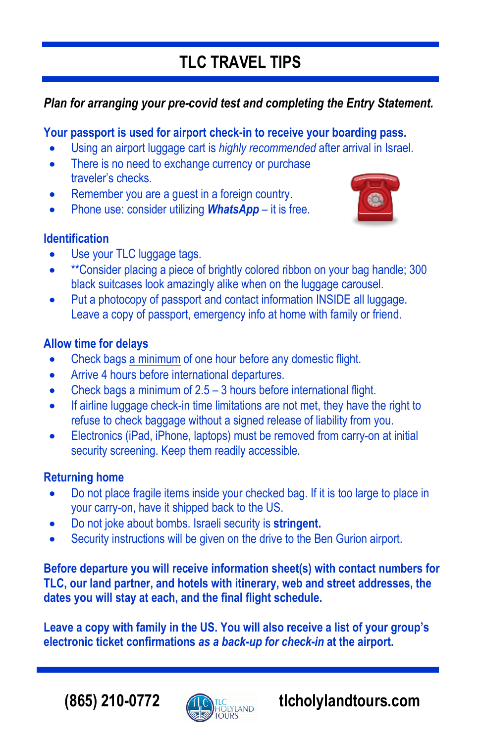# TLC TRAVEL TIPS

***Plan for arranging your pre-covid test and completing the Entry Statement.***

**Your passport is used for airport check-in to receive your boarding pass.**

- Using an airport luggage cart is *highly recommended* after arrival in Israel.
- There is no need to exchange currency or purchase traveler's checks.
- Remember you are a guest in a foreign country.
- Phone use: consider utilizing ***WhatsApp*** – it is free.

**Identification**

- Use your TLC luggage tags.
- **Consider placing a piece of brightly colored ribbon on your bag handle; 300 black suitcases look amazingly alike when on the luggage carousel.
- Put a photocopy of passport and contact information INSIDE all luggage. Leave a copy of passport, emergency info at home with family or friend.

**Allow time for delays**

- Check bags a minimum of one hour before any domestic flight.
- Arrive 4 hours before international departures.
- Check bags a minimum of 2.5 – 3 hours before international flight.
- If airline luggage check-in time limitations are not met, they have the right to refuse to check baggage without a signed release of liability from you.
- Electronics (iPad, iPhone, laptops) must be removed from carry-on at initial security screening. Keep them readily accessible.

**Returning home**

- Do not place fragile items inside your checked bag. If it is too large to place in your carry-on, have it shipped back to the US.
- Do not joke about bombs. Israeli security is **stringent.**
- Security instructions will be given on the drive to the Ben Gurion airport.

**Before departure you will receive information sheet(s) with contact numbers for TLC, our land partner, and hotels with itinerary, web and street addresses, the dates you will stay at each, and the final flight schedule.**

**Leave a copy with family in the US. You will also receive a list of your group's electronic ticket confirmations *as a back-up for check-in* at the airport.**

**(865) 210-0772** TLC HOLYLAND TOURS **tlcholylandtours.com**